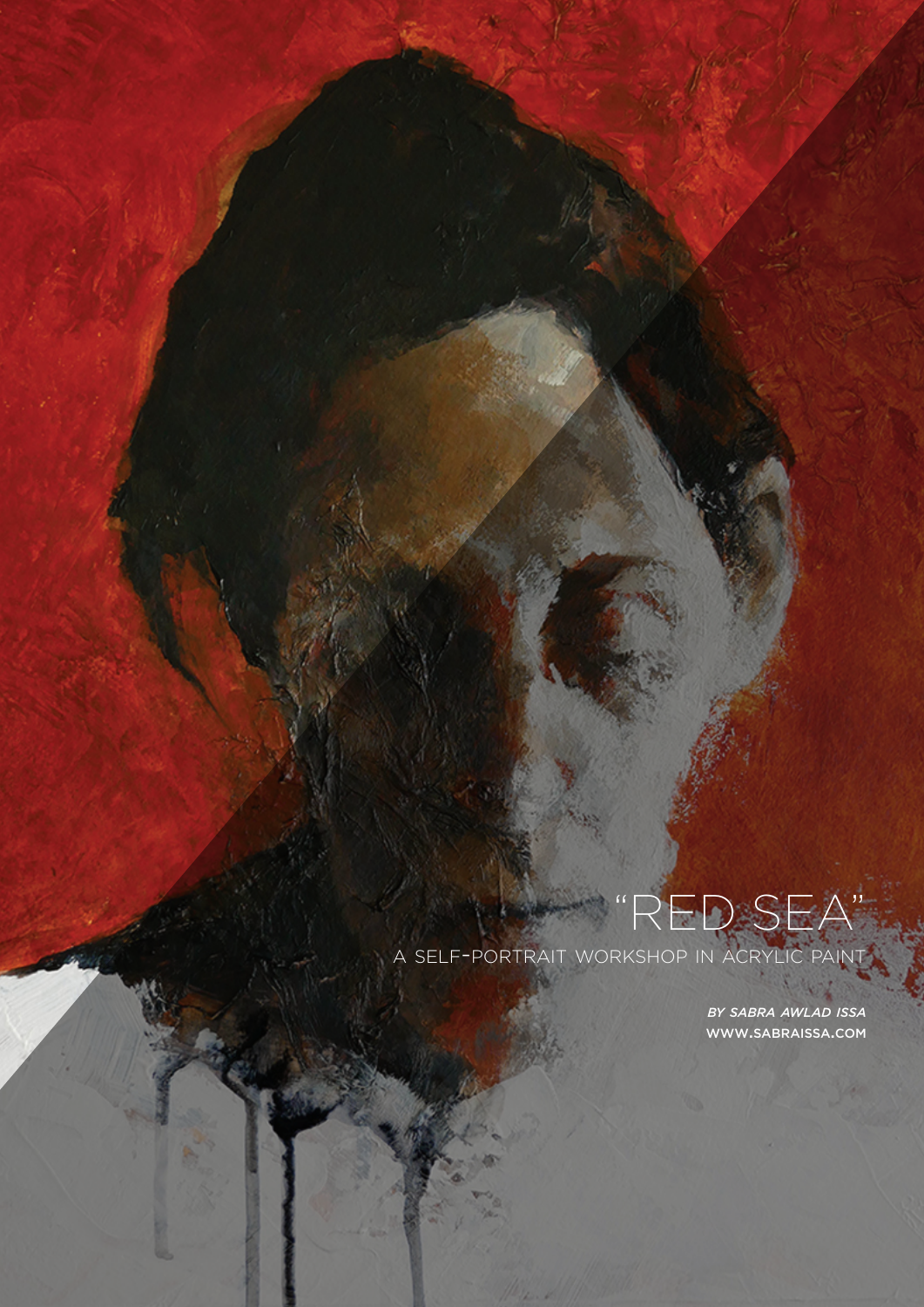# "RED SEA"

A SELF-PORTRAIT WORKSHOP IN ACRYLIC PAINT

*BY SABRA AWLAD ISSA*
WWW.SABRAISSA.COM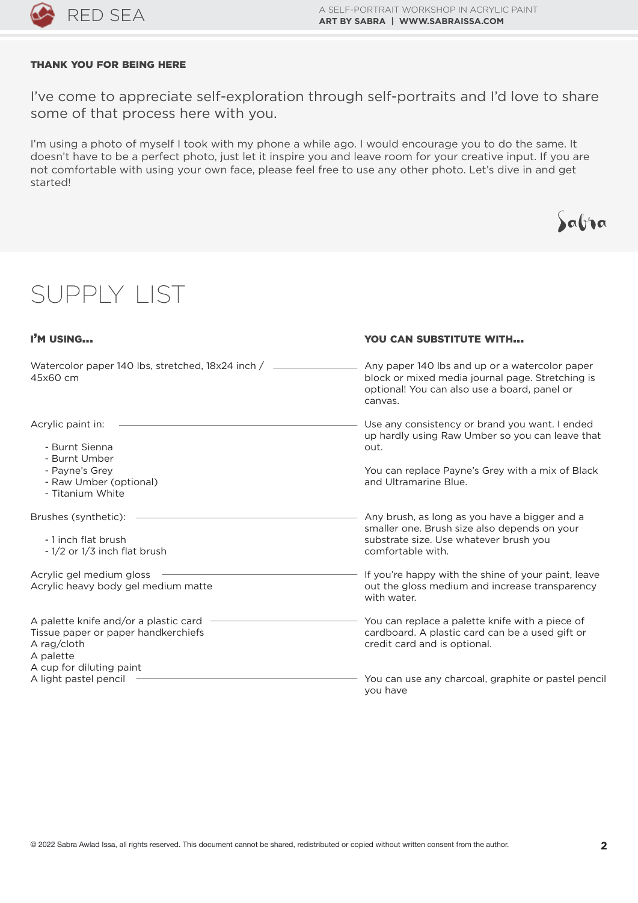## THANK YOU FOR BEING HERE

I've come to appreciate self-exploration through self-portraits and I'd love to share some of that process here with you.

I'm using a photo of myself I took with my phone a while ago. I would encourage you to do the same. It doesn't have to be a perfect photo, just let it inspire you and leave room for your creative input. If you are not comfortable with using your own face, please feel free to use any other photo. Let's dive in and get started!

Sabra

# SUPPLY LIST

| I'M USING... | YOU CAN SUBSTITUTE WITH... |
| --- | --- |
| Watercolor paper 140 lbs, stretched, 18x24 inch / 45x60 cm | Any paper 140 lbs and up or a watercolor paper block or mixed media journal page. Stretching is optional! You can also use a board, panel or canvas. |
| Acrylic paint in:<br>- Burnt Sienna<br>- Burnt Umber<br>- Payne's Grey<br>- Raw Umber (optional)<br>- Titanium White | Use any consistency or brand you want. I ended up hardly using Raw Umber so you can leave that out.<br><br>You can replace Payne's Grey with a mix of Black and Ultramarine Blue. |
| Brushes (synthetic):<br>- 1 inch flat brush<br>- 1/2 or 1/3 inch flat brush | Any brush, as long as you have a bigger and a smaller one. Brush size also depends on your substrate size. Use whatever brush you comfortable with. |
| Acrylic gel medium gloss<br>Acrylic heavy body gel medium matte | If you're happy with the shine of your paint, leave out the gloss medium and increase transparency with water. |
| A palette knife and/or a plastic card<br>Tissue paper or paper handkerchiefs<br>A rag/cloth<br>A palette<br>A cup for diluting paint | You can replace a palette knife with a piece of cardboard. A plastic card can be a used gift or credit card and is optional. |
| A light pastel pencil | You can use any charcoal, graphite or pastel pencil you have |

© 2022 Sabra Awlad Issa, all rights reserved. This document cannot be shared, redistributed or copied without written consent from the author.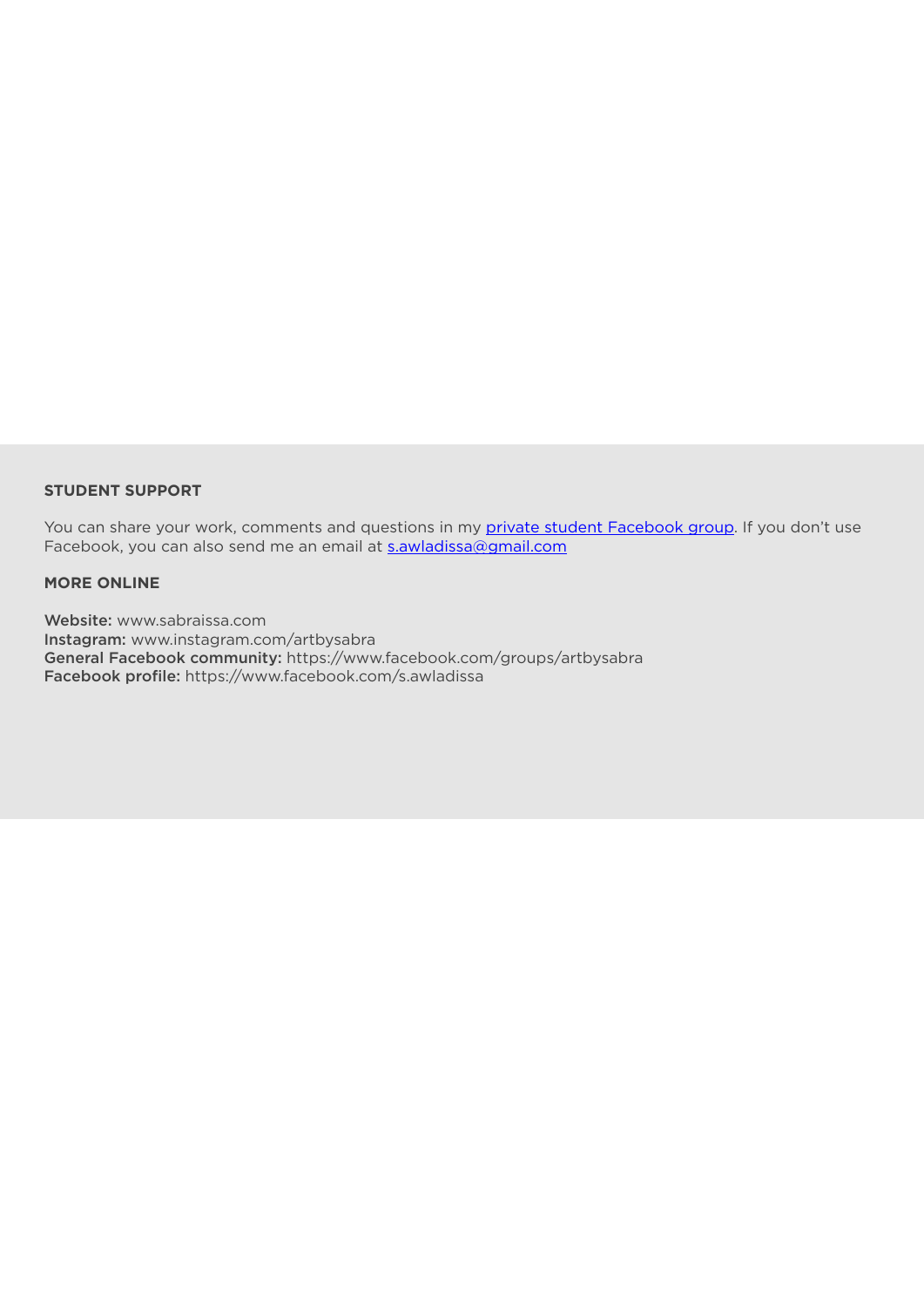## STUDENT SUPPORT

You can share your work, comments and questions in my private student Facebook group. If you don't use Facebook, you can also send me an email at s.awladissa@gmail.com

## MORE ONLINE

**Website:** www.sabraissa.com
**Instagram:** www.instagram.com/artbysabra
**General Facebook community:** https://www.facebook.com/groups/artbysabra
**Facebook profile:** https://www.facebook.com/s.awladissa